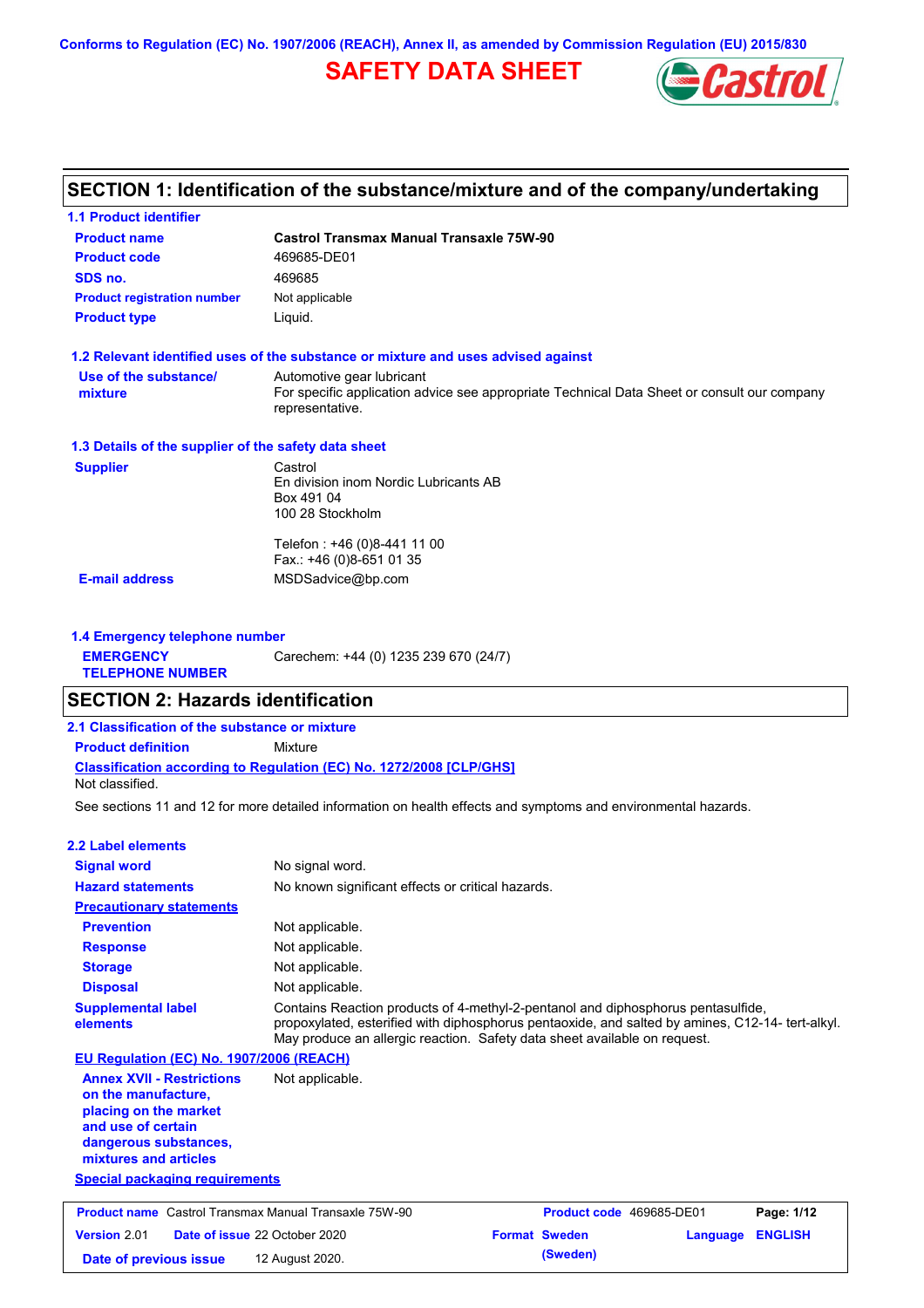Conforms to Regulation (EC) No. 1907/2006 (REACH), Annex II, as amended by Commission Regulation (EU) 2015/830

# SAFETY DATA SHEET

## SECTION 1: Identification of the substance/mixture and of the company/undertaking

### 1.1 Product identifier

| | |
|---|---|
| **Product name** | **Castrol Transmax Manual Transaxle 75W-90** |
| **Product code** | 469685-DE01 |
| **SDS no.** | 469685 |
| **Product registration number** | Not applicable |
| **Product type** | Liquid. |

### 1.2 Relevant identified uses of the substance or mixture and uses advised against

**Use of the substance/ mixture**: Automotive gear lubricant
For specific application advice see appropriate Technical Data Sheet or consult our company representative.

### 1.3 Details of the supplier of the safety data sheet

**Supplier**
Castrol
En division inom Nordic Lubricants AB
Box 491 04
100 28 Stockholm

Telefon : +46 (0)8-441 11 00
Fax.: +46 (0)8-651 01 35

**E-mail address**: MSDSadvice@bp.com

### 1.4 Emergency telephone number

**EMERGENCY TELEPHONE NUMBER**: Carechem: +44 (0) 1235 239 670 (24/7)

## SECTION 2: Hazards identification

### 2.1 Classification of the substance or mixture

**Product definition**: Mixture

**Classification according to Regulation (EC) No. 1272/2008 [CLP/GHS]**
Not classified.

See sections 11 and 12 for more detailed information on health effects and symptoms and environmental hazards.

### 2.2 Label elements

| | |
|---|---|
| **Signal word** | No signal word. |
| **Hazard statements** | No known significant effects or critical hazards. |

**Precautionary statements**

| | |
|---|---|
| **Prevention** | Not applicable. |
| **Response** | Not applicable. |
| **Storage** | Not applicable. |
| **Disposal** | Not applicable. |

**Supplemental label elements**: Contains Reaction products of 4-methyl-2-pentanol and diphosphorus pentasulfide, propoxylated, esterified with diphosphorus pentaoxide, and salted by amines, C12-14- tert-alkyl. May produce an allergic reaction. Safety data sheet available on request.

**EU Regulation (EC) No. 1907/2006 (REACH)**

**Annex XVII - Restrictions on the manufacture, placing on the market and use of certain dangerous substances, mixtures and articles**: Not applicable.

**Special packaging requirements**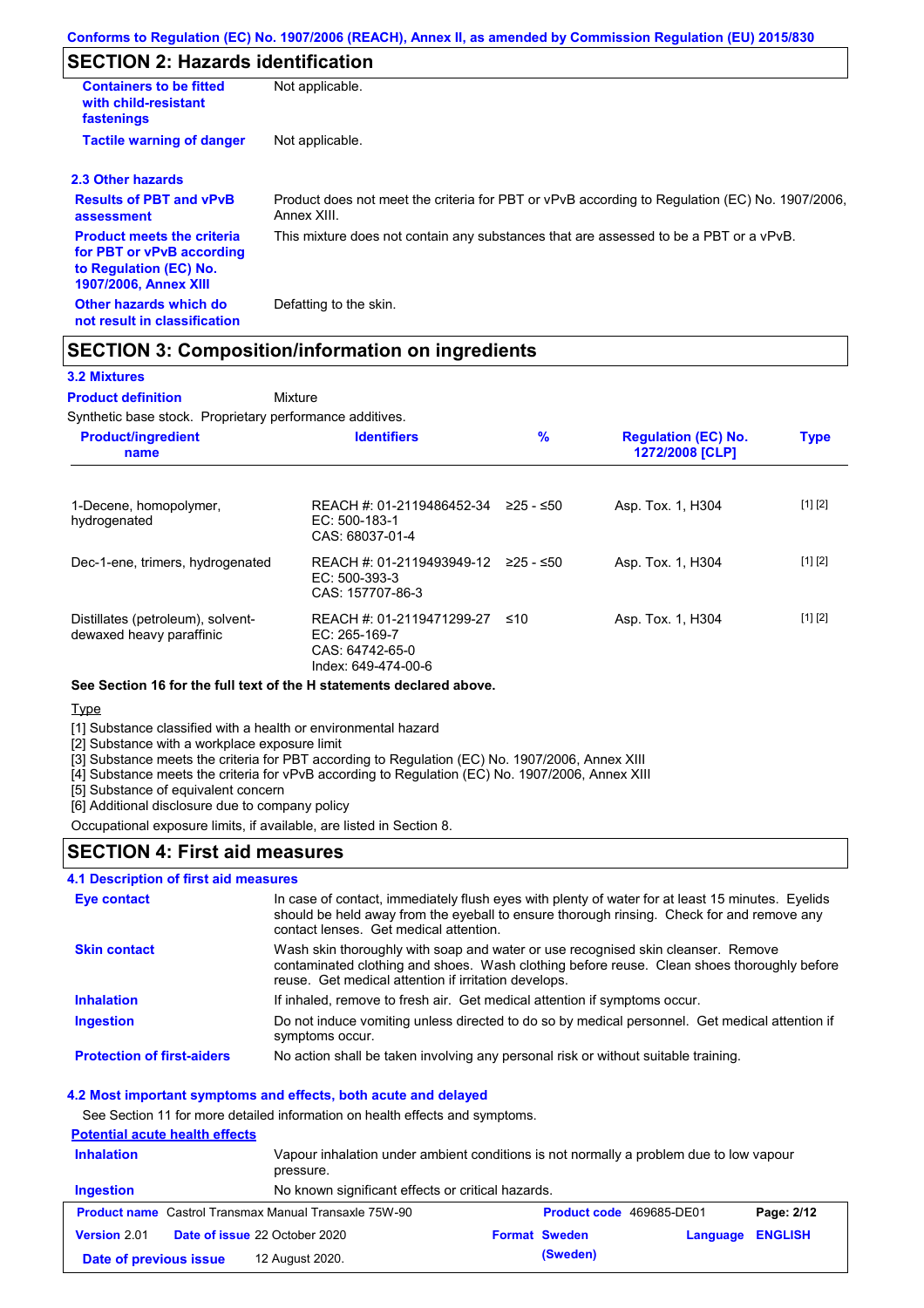## SECTION 2: Hazards identification

| | |
|---|---|
| **Containers to be fitted with child-resistant fastenings** | Not applicable. |
| **Tactile warning of danger** | Not applicable. |

### 2.3 Other hazards

| | |
|---|---|
| **Results of PBT and vPvB assessment** | Product does not meet the criteria for PBT or vPvB according to Regulation (EC) No. 1907/2006, Annex XIII. |
| **Product meets the criteria for PBT or vPvB according to Regulation (EC) No. 1907/2006, Annex XIII** | This mixture does not contain any substances that are assessed to be a PBT or a vPvB. |
| **Other hazards which do not result in classification** | Defatting to the skin. |

## SECTION 3: Composition/information on ingredients

### 3.2 Mixtures

**Product definition** Mixture

Synthetic base stock. Proprietary performance additives.

| Product/ingredient name | Identifiers | % | Regulation (EC) No. 1272/2008 [CLP] | Type |
|---|---|---|---|---|
| 1-Decene, homopolymer, hydrogenated | REACH #: 01-2119486452-34<br>EC: 500-183-1<br>CAS: 68037-01-4 | ≥25 - ≤50 | Asp. Tox. 1, H304 | [1] [2] |
| Dec-1-ene, trimers, hydrogenated | REACH #: 01-2119493949-12<br>EC: 500-393-3<br>CAS: 157707-86-3 | ≥25 - ≤50 | Asp. Tox. 1, H304 | [1] [2] |
| Distillates (petroleum), solvent-dewaxed heavy paraffinic | REACH #: 01-2119471299-27<br>EC: 265-169-7<br>CAS: 64742-65-0<br>Index: 649-474-00-6 | ≤10 | Asp. Tox. 1, H304 | [1] [2] |

**See Section 16 for the full text of the H statements declared above.**

Type

[1] Substance classified with a health or environmental hazard
[2] Substance with a workplace exposure limit
[3] Substance meets the criteria for PBT according to Regulation (EC) No. 1907/2006, Annex XIII
[4] Substance meets the criteria for vPvB according to Regulation (EC) No. 1907/2006, Annex XIII
[5] Substance of equivalent concern
[6] Additional disclosure due to company policy

Occupational exposure limits, if available, are listed in Section 8.

## SECTION 4: First aid measures

### 4.1 Description of first aid measures

| | |
|---|---|
| **Eye contact** | In case of contact, immediately flush eyes with plenty of water for at least 15 minutes. Eyelids should be held away from the eyeball to ensure thorough rinsing. Check for and remove any contact lenses. Get medical attention. |
| **Skin contact** | Wash skin thoroughly with soap and water or use recognised skin cleanser. Remove contaminated clothing and shoes. Wash clothing before reuse. Clean shoes thoroughly before reuse. Get medical attention if irritation develops. |
| **Inhalation** | If inhaled, remove to fresh air. Get medical attention if symptoms occur. |
| **Ingestion** | Do not induce vomiting unless directed to do so by medical personnel. Get medical attention if symptoms occur. |
| **Protection of first-aiders** | No action shall be taken involving any personal risk or without suitable training. |

### 4.2 Most important symptoms and effects, both acute and delayed

See Section 11 for more detailed information on health effects and symptoms.

**Potential acute health effects**

| | |
|---|---|
| **Inhalation** | Vapour inhalation under ambient conditions is not normally a problem due to low vapour pressure. |
| **Ingestion** | No known significant effects or critical hazards. |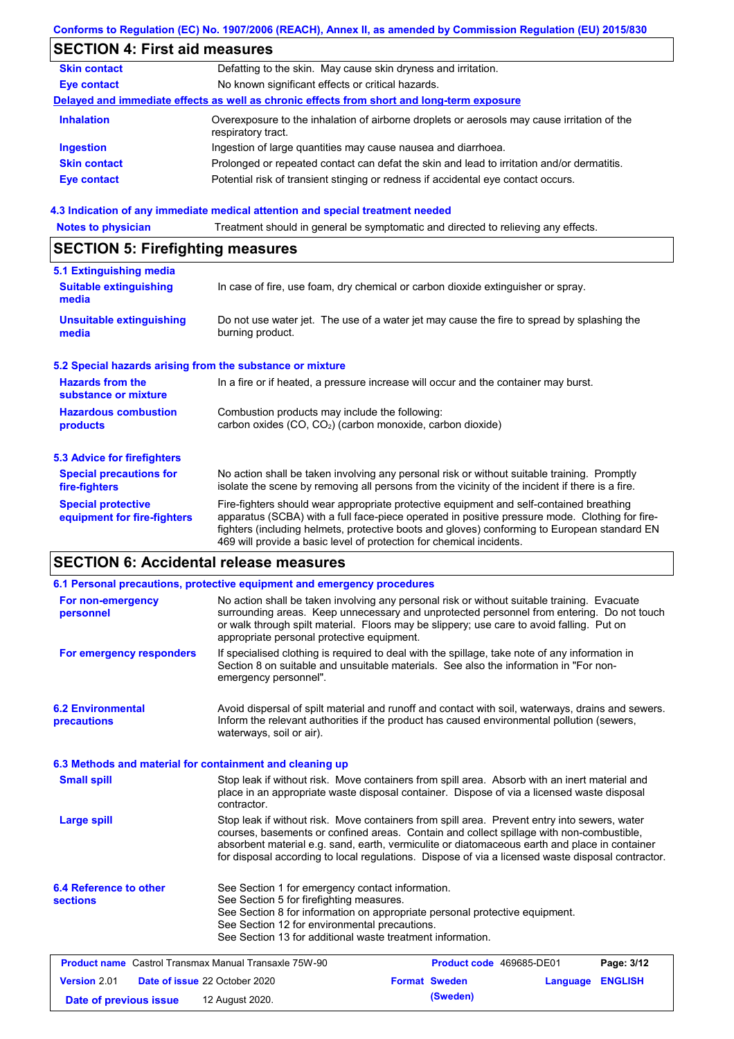## SECTION 4: First aid measures

| | |
|---|---|
| **Skin contact** | Defatting to the skin. May cause skin dryness and irritation. |
| **Eye contact** | No known significant effects or critical hazards. |

**Delayed and immediate effects as well as chronic effects from short and long-term exposure**

| | |
|---|---|
| **Inhalation** | Overexposure to the inhalation of airborne droplets or aerosols may cause irritation of the respiratory tract. |
| **Ingestion** | Ingestion of large quantities may cause nausea and diarrhoea. |
| **Skin contact** | Prolonged or repeated contact can defat the skin and lead to irritation and/or dermatitis. |
| **Eye contact** | Potential risk of transient stinging or redness if accidental eye contact occurs. |

### 4.3 Indication of any immediate medical attention and special treatment needed

| | |
|---|---|
| **Notes to physician** | Treatment should in general be symptomatic and directed to relieving any effects. |

## SECTION 5: Firefighting measures

### 5.1 Extinguishing media

| | |
|---|---|
| **Suitable extinguishing media** | In case of fire, use foam, dry chemical or carbon dioxide extinguisher or spray. |
| **Unsuitable extinguishing media** | Do not use water jet. The use of a water jet may cause the fire to spread by splashing the burning product. |

### 5.2 Special hazards arising from the substance or mixture

| | |
|---|---|
| **Hazards from the substance or mixture** | In a fire or if heated, a pressure increase will occur and the container may burst. |
| **Hazardous combustion products** | Combustion products may include the following:<br>carbon oxides (CO, $CO_2$) (carbon monoxide, carbon dioxide) |

### 5.3 Advice for firefighters

| | |
|---|---|
| **Special precautions for fire-fighters** | No action shall be taken involving any personal risk or without suitable training. Promptly isolate the scene by removing all persons from the vicinity of the incident if there is a fire. |
| **Special protective equipment for fire-fighters** | Fire-fighters should wear appropriate protective equipment and self-contained breathing apparatus (SCBA) with a full face-piece operated in positive pressure mode. Clothing for fire-fighters (including helmets, protective boots and gloves) conforming to European standard EN 469 will provide a basic level of protection for chemical incidents. |

## SECTION 6: Accidental release measures

### 6.1 Personal precautions, protective equipment and emergency procedures

| | |
|---|---|
| **For non-emergency personnel** | No action shall be taken involving any personal risk or without suitable training. Evacuate surrounding areas. Keep unnecessary and unprotected personnel from entering. Do not touch or walk through spilt material. Floors may be slippery; use care to avoid falling. Put on appropriate personal protective equipment. |
| **For emergency responders** | If specialised clothing is required to deal with the spillage, take note of any information in Section 8 on suitable and unsuitable materials. See also the information in "For non-emergency personnel". |

| | |
|---|---|
| **6.2 Environmental precautions** | Avoid dispersal of spilt material and runoff and contact with soil, waterways, drains and sewers. Inform the relevant authorities if the product has caused environmental pollution (sewers, waterways, soil or air). |

### 6.3 Methods and material for containment and cleaning up

| | |
|---|---|
| **Small spill** | Stop leak if without risk. Move containers from spill area. Absorb with an inert material and place in an appropriate waste disposal container. Dispose of via a licensed waste disposal contractor. |
| **Large spill** | Stop leak if without risk. Move containers from spill area. Prevent entry into sewers, water courses, basements or confined areas. Contain and collect spillage with non-combustible, absorbent material e.g. sand, earth, vermiculite or diatomaceous earth and place in container for disposal according to local regulations. Dispose of via a licensed waste disposal contractor. |

| | |
|---|---|
| **6.4 Reference to other sections** | See Section 1 for emergency contact information.<br>See Section 5 for firefighting measures.<br>See Section 8 for information on appropriate personal protective equipment.<br>See Section 12 for environmental precautions.<br>See Section 13 for additional waste treatment information. |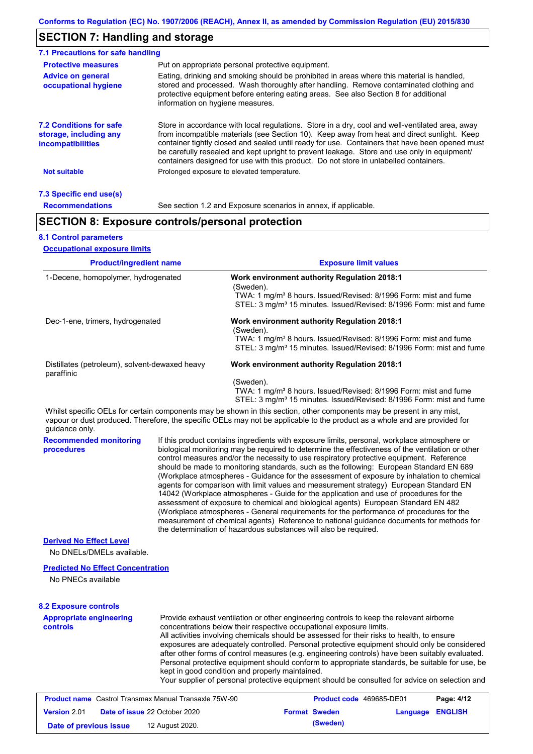## SECTION 7: Handling and storage

### 7.1 Precautions for safe handling

**Protective measures** Put on appropriate personal protective equipment.

**Advice on general occupational hygiene** Eating, drinking and smoking should be prohibited in areas where this material is handled, stored and processed. Wash thoroughly after handling. Remove contaminated clothing and protective equipment before entering eating areas. See also Section 8 for additional information on hygiene measures.

### 7.2 Conditions for safe storage, including any incompatibilities

Store in accordance with local regulations. Store in a dry, cool and well-ventilated area, away from incompatible materials (see Section 10). Keep away from heat and direct sunlight. Keep container tightly closed and sealed until ready for use. Containers that have been opened must be carefully resealed and kept upright to prevent leakage. Store and use only in equipment/ containers designed for use with this product. Do not store in unlabelled containers.

**Not suitable** Prolonged exposure to elevated temperature.

### 7.3 Specific end use(s)

**Recommendations** See section 1.2 and Exposure scenarios in annex, if applicable.

## SECTION 8: Exposure controls/personal protection

### 8.1 Control parameters

**Occupational exposure limits**

| Product/ingredient name | Exposure limit values |
| --- | --- |
| 1-Decene, homopolymer, hydrogenated | **Work environment authority Regulation 2018:1** (Sweden). TWA: 1 mg/m³ 8 hours. Issued/Revised: 8/1996 Form: mist and fume STEL: 3 mg/m³ 15 minutes. Issued/Revised: 8/1996 Form: mist and fume |
| Dec-1-ene, trimers, hydrogenated | **Work environment authority Regulation 2018:1** (Sweden). TWA: 1 mg/m³ 8 hours. Issued/Revised: 8/1996 Form: mist and fume STEL: 3 mg/m³ 15 minutes. Issued/Revised: 8/1996 Form: mist and fume |
| Distillates (petroleum), solvent-dewaxed heavy paraffinic | **Work environment authority Regulation 2018:1** (Sweden). TWA: 1 mg/m³ 8 hours. Issued/Revised: 8/1996 Form: mist and fume STEL: 3 mg/m³ 15 minutes. Issued/Revised: 8/1996 Form: mist and fume |

Whilst specific OELs for certain components may be shown in this section, other components may be present in any mist, vapour or dust produced. Therefore, the specific OELs may not be applicable to the product as a whole and are provided for guidance only.

**Recommended monitoring procedures** If this product contains ingredients with exposure limits, personal, workplace atmosphere or biological monitoring may be required to determine the effectiveness of the ventilation or other control measures and/or the necessity to use respiratory protective equipment. Reference should be made to monitoring standards, such as the following: European Standard EN 689 (Workplace atmospheres - Guidance for the assessment of exposure by inhalation to chemical agents for comparison with limit values and measurement strategy) European Standard EN 14042 (Workplace atmospheres - Guide for the application and use of procedures for the assessment of exposure to chemical and biological agents) European Standard EN 482 (Workplace atmospheres - General requirements for the performance of procedures for the measurement of chemical agents) Reference to national guidance documents for methods for the determination of hazardous substances will also be required.

**Derived No Effect Level**

No DNELs/DMELs available.

**Predicted No Effect Concentration**

No PNECs available

### 8.2 Exposure controls

**Appropriate engineering controls** Provide exhaust ventilation or other engineering controls to keep the relevant airborne concentrations below their respective occupational exposure limits.
All activities involving chemicals should be assessed for their risks to health, to ensure exposures are adequately controlled. Personal protective equipment should only be considered after other forms of control measures (e.g. engineering controls) have been suitably evaluated. Personal protective equipment should conform to appropriate standards, be suitable for use, be kept in good condition and properly maintained.
Your supplier of personal protective equipment should be consulted for advice on selection and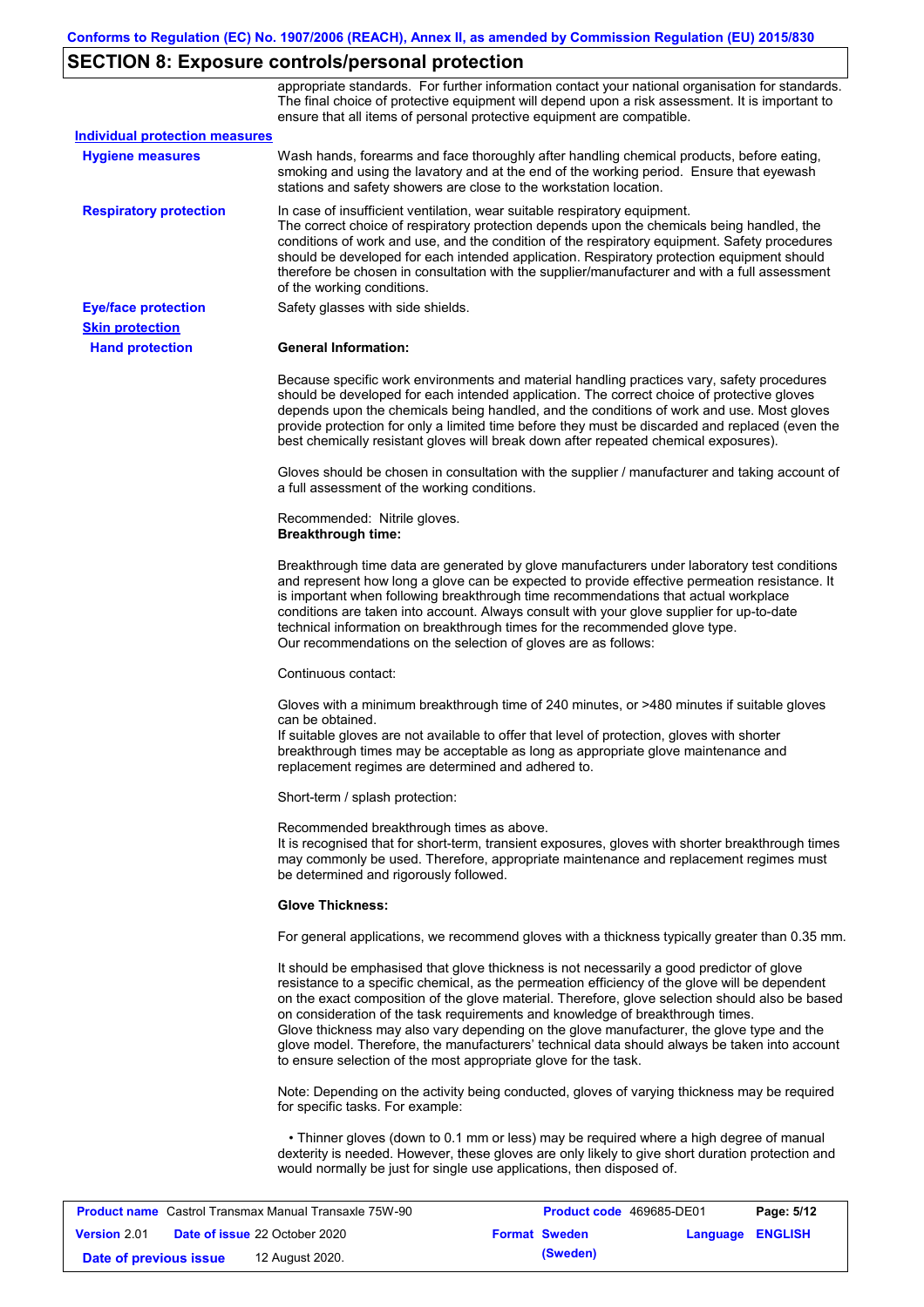## SECTION 8: Exposure controls/personal protection

appropriate standards. For further information contact your national organisation for standards. The final choice of protective equipment will depend upon a risk assessment. It is important to ensure that all items of personal protective equipment are compatible.

**Individual protection measures**

**Hygiene measures**

Wash hands, forearms and face thoroughly after handling chemical products, before eating, smoking and using the lavatory and at the end of the working period. Ensure that eyewash stations and safety showers are close to the workstation location.

**Respiratory protection**

In case of insufficient ventilation, wear suitable respiratory equipment.
The correct choice of respiratory protection depends upon the chemicals being handled, the conditions of work and use, and the condition of the respiratory equipment. Safety procedures should be developed for each intended application. Respiratory protection equipment should therefore be chosen in consultation with the supplier/manufacturer and with a full assessment of the working conditions.

**Eye/face protection**

Safety glasses with side shields.

**Skin protection**

**Hand protection**

**General Information:**

Because specific work environments and material handling practices vary, safety procedures should be developed for each intended application. The correct choice of protective gloves depends upon the chemicals being handled, and the conditions of work and use. Most gloves provide protection for only a limited time before they must be discarded and replaced (even the best chemically resistant gloves will break down after repeated chemical exposures).

Gloves should be chosen in consultation with the supplier / manufacturer and taking account of a full assessment of the working conditions.

Recommended: Nitrile gloves.
**Breakthrough time:**

Breakthrough time data are generated by glove manufacturers under laboratory test conditions and represent how long a glove can be expected to provide effective permeation resistance. It is important when following breakthrough time recommendations that actual workplace conditions are taken into account. Always consult with your glove supplier for up-to-date technical information on breakthrough times for the recommended glove type.
Our recommendations on the selection of gloves are as follows:

Continuous contact:

Gloves with a minimum breakthrough time of 240 minutes, or >480 minutes if suitable gloves can be obtained.
If suitable gloves are not available to offer that level of protection, gloves with shorter breakthrough times may be acceptable as long as appropriate glove maintenance and replacement regimes are determined and adhered to.

Short-term / splash protection:

Recommended breakthrough times as above.
It is recognised that for short-term, transient exposures, gloves with shorter breakthrough times may commonly be used. Therefore, appropriate maintenance and replacement regimes must be determined and rigorously followed.

**Glove Thickness:**

For general applications, we recommend gloves with a thickness typically greater than 0.35 mm.

It should be emphasised that glove thickness is not necessarily a good predictor of glove resistance to a specific chemical, as the permeation efficiency of the glove will be dependent on the exact composition of the glove material. Therefore, glove selection should also be based on consideration of the task requirements and knowledge of breakthrough times.
Glove thickness may also vary depending on the glove manufacturer, the glove type and the glove model. Therefore, the manufacturers' technical data should always be taken into account to ensure selection of the most appropriate glove for the task.

Note: Depending on the activity being conducted, gloves of varying thickness may be required for specific tasks. For example:

• Thinner gloves (down to 0.1 mm or less) may be required where a high degree of manual dexterity is needed. However, these gloves are only likely to give short duration protection and would normally be just for single use applications, then disposed of.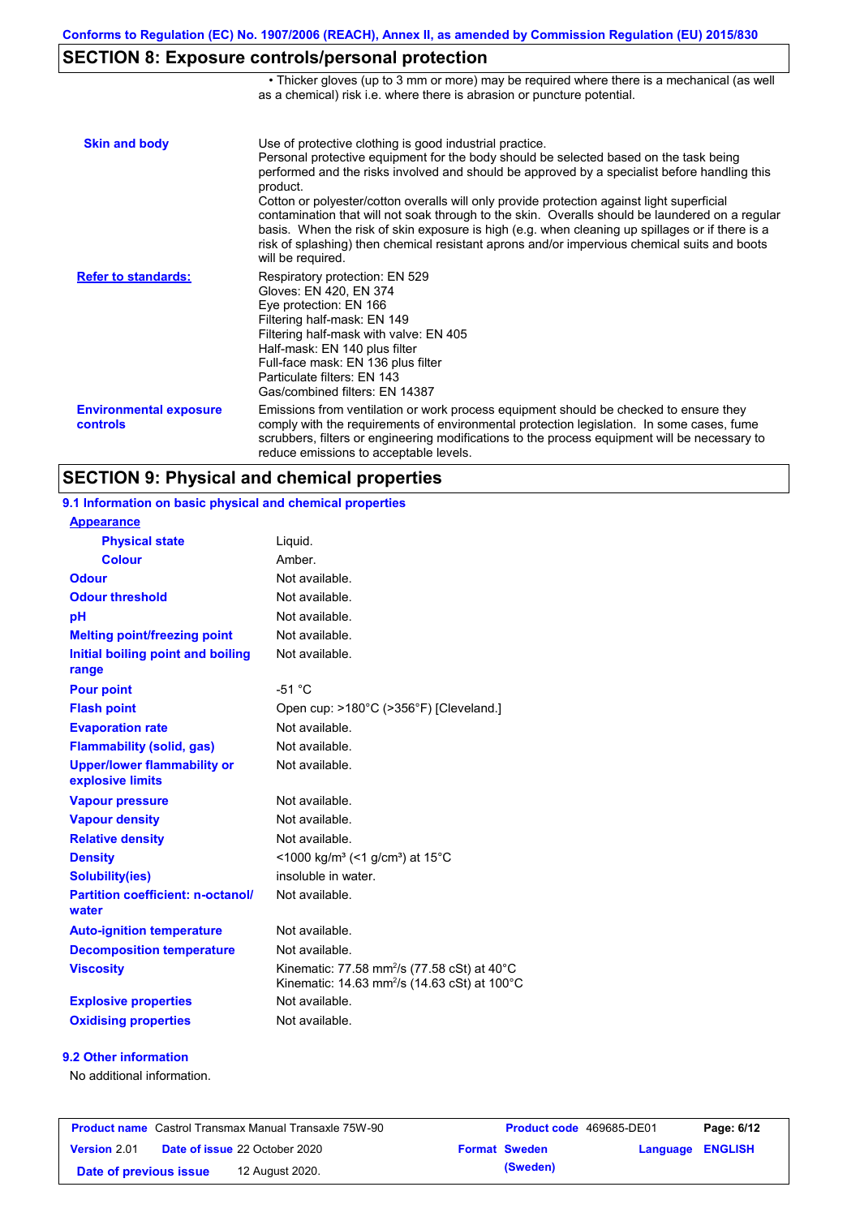## SECTION 8: Exposure controls/personal protection

• Thicker gloves (up to 3 mm or more) may be required where there is a mechanical (as well as a chemical) risk i.e. where there is abrasion or puncture potential.

| | |
|---|---|
| **Skin and body** | Use of protective clothing is good industrial practice. Personal protective equipment for the body should be selected based on the task being performed and the risks involved and should be approved by a specialist before handling this product. Cotton or polyester/cotton overalls will only provide protection against light superficial contamination that will not soak through to the skin. Overalls should be laundered on a regular basis. When the risk of skin exposure is high (e.g. when cleaning up spillages or if there is a risk of splashing) then chemical resistant aprons and/or impervious chemical suits and boots will be required. |
| **Refer to standards:** | Respiratory protection: EN 529<br>Gloves: EN 420, EN 374<br>Eye protection: EN 166<br>Filtering half-mask: EN 149<br>Filtering half-mask with valve: EN 405<br>Half-mask: EN 140 plus filter<br>Full-face mask: EN 136 plus filter<br>Particulate filters: EN 143<br>Gas/combined filters: EN 14387 |
| **Environmental exposure controls** | Emissions from ventilation or work process equipment should be checked to ensure they comply with the requirements of environmental protection legislation. In some cases, fume scrubbers, filters or engineering modifications to the process equipment will be necessary to reduce emissions to acceptable levels. |

## SECTION 9: Physical and chemical properties

### 9.1 Information on basic physical and chemical properties

| | |
|---|---|
| **Appearance** | |
| **Physical state** | Liquid. |
| **Colour** | Amber. |
| **Odour** | Not available. |
| **Odour threshold** | Not available. |
| **pH** | Not available. |
| **Melting point/freezing point** | Not available. |
| **Initial boiling point and boiling range** | Not available. |
| **Pour point** | -51 °C |
| **Flash point** | Open cup: >180°C (>356°F) [Cleveland.] |
| **Evaporation rate** | Not available. |
| **Flammability (solid, gas)** | Not available. |
| **Upper/lower flammability or explosive limits** | Not available. |
| **Vapour pressure** | Not available. |
| **Vapour density** | Not available. |
| **Relative density** | Not available. |
| **Density** | <1000 kg/m³ (<1 g/cm³) at 15°C |
| **Solubility(ies)** | insoluble in water. |
| **Partition coefficient: n-octanol/water** | Not available. |
| **Auto-ignition temperature** | Not available. |
| **Decomposition temperature** | Not available. |
| **Viscosity** | Kinematic: 77.58 $mm^2/s$ (77.58 cSt) at 40°C<br>Kinematic: 14.63 $mm^2/s$ (14.63 cSt) at 100°C |
| **Explosive properties** | Not available. |
| **Oxidising properties** | Not available. |

### 9.2 Other information

No additional information.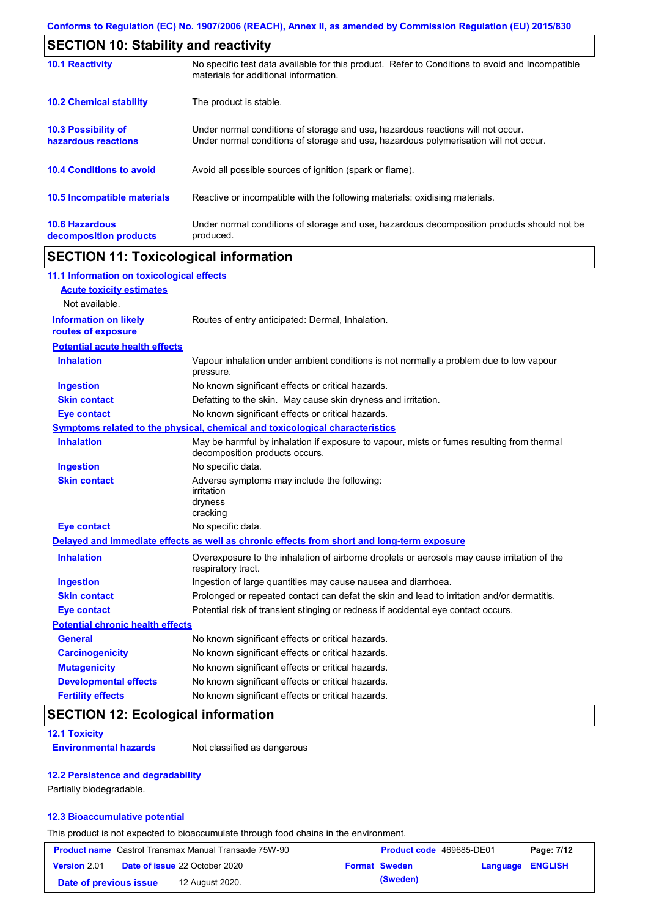## SECTION 10: Stability and reactivity

| | |
|---|---|
| **10.1 Reactivity** | No specific test data available for this product. Refer to Conditions to avoid and Incompatible materials for additional information. |
| **10.2 Chemical stability** | The product is stable. |
| **10.3 Possibility of hazardous reactions** | Under normal conditions of storage and use, hazardous reactions will not occur. Under normal conditions of storage and use, hazardous polymerisation will not occur. |
| **10.4 Conditions to avoid** | Avoid all possible sources of ignition (spark or flame). |
| **10.5 Incompatible materials** | Reactive or incompatible with the following materials: oxidising materials. |
| **10.6 Hazardous decomposition products** | Under normal conditions of storage and use, hazardous decomposition products should not be produced. |

## SECTION 11: Toxicological information

### 11.1 Information on toxicological effects

**Acute toxicity estimates**

Not available.

**Information on likely routes of exposure**: Routes of entry anticipated: Dermal, Inhalation.

**Potential acute health effects**

| | |
|---|---|
| **Inhalation** | Vapour inhalation under ambient conditions is not normally a problem due to low vapour pressure. |
| **Ingestion** | No known significant effects or critical hazards. |
| **Skin contact** | Defatting to the skin. May cause skin dryness and irritation. |
| **Eye contact** | No known significant effects or critical hazards. |

**Symptoms related to the physical, chemical and toxicological characteristics**

| | |
|---|---|
| **Inhalation** | May be harmful by inhalation if exposure to vapour, mists or fumes resulting from thermal decomposition products occurs. |
| **Ingestion** | No specific data. |
| **Skin contact** | Adverse symptoms may include the following: irritation dryness cracking |
| **Eye contact** | No specific data. |

**Delayed and immediate effects as well as chronic effects from short and long-term exposure**

| | |
|---|---|
| **Inhalation** | Overexposure to the inhalation of airborne droplets or aerosols may cause irritation of the respiratory tract. |
| **Ingestion** | Ingestion of large quantities may cause nausea and diarrhoea. |
| **Skin contact** | Prolonged or repeated contact can defat the skin and lead to irritation and/or dermatitis. |
| **Eye contact** | Potential risk of transient stinging or redness if accidental eye contact occurs. |

**Potential chronic health effects**

| | |
|---|---|
| **General** | No known significant effects or critical hazards. |
| **Carcinogenicity** | No known significant effects or critical hazards. |
| **Mutagenicity** | No known significant effects or critical hazards. |
| **Developmental effects** | No known significant effects or critical hazards. |
| **Fertility effects** | No known significant effects or critical hazards. |

## SECTION 12: Ecological information

### 12.1 Toxicity

**Environmental hazards**: Not classified as dangerous

### 12.2 Persistence and degradability

Partially biodegradable.

### 12.3 Bioaccumulative potential

This product is not expected to bioaccumulate through food chains in the environment.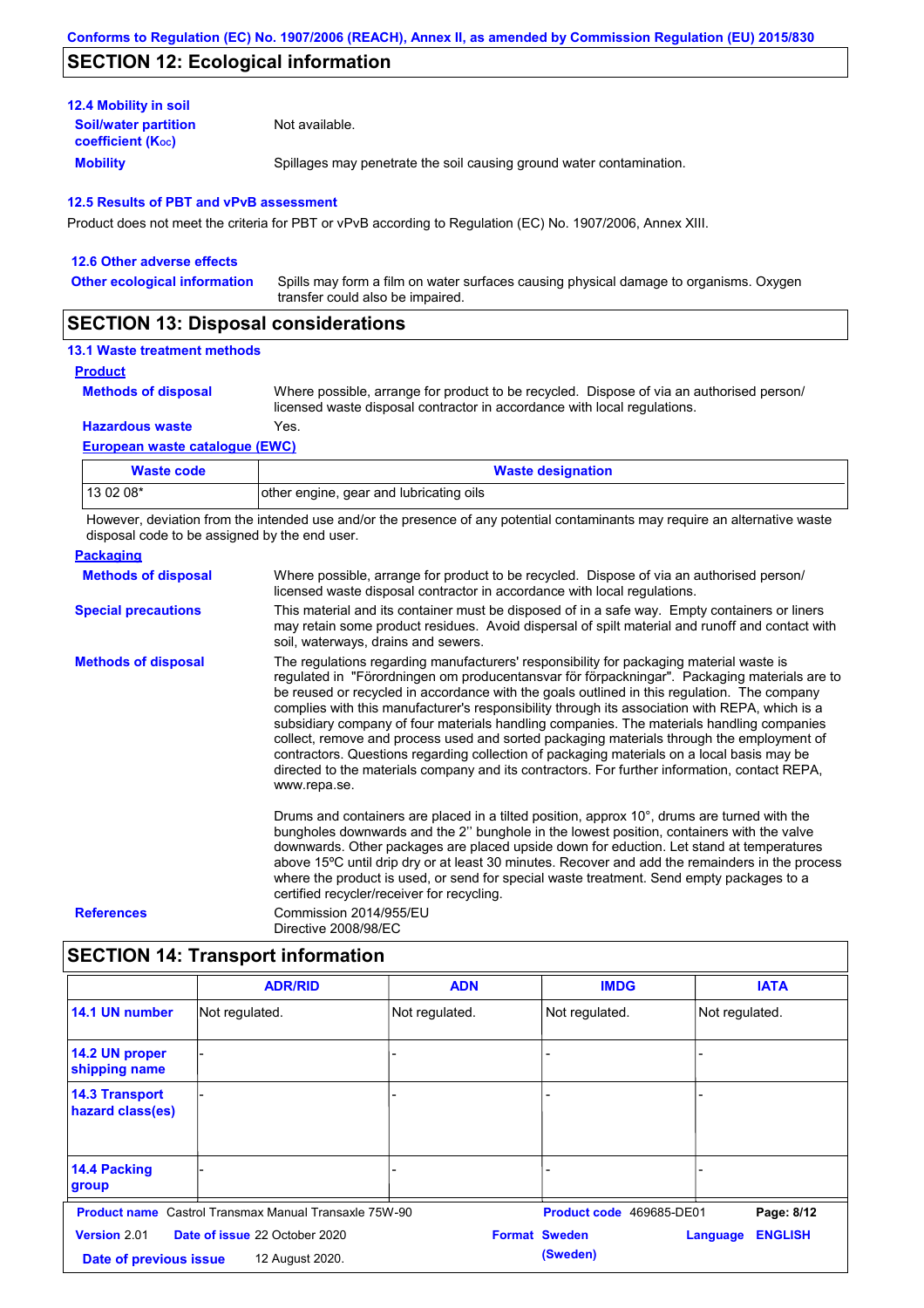## SECTION 12: Ecological information

### 12.4 Mobility in soil

**Soil/water partition coefficient ($K_{OC}$)**: Not available.

**Mobility**: Spillages may penetrate the soil causing ground water contamination.

### 12.5 Results of PBT and vPvB assessment

Product does not meet the criteria for PBT or vPvB according to Regulation (EC) No. 1907/2006, Annex XIII.

### 12.6 Other adverse effects

**Other ecological information**: Spills may form a film on water surfaces causing physical damage to organisms. Oxygen transfer could also be impaired.

## SECTION 13: Disposal considerations

### 13.1 Waste treatment methods

**Product**

**Methods of disposal**: Where possible, arrange for product to be recycled. Dispose of via an authorised person/ licensed waste disposal contractor in accordance with local regulations.

**Hazardous waste**: Yes.

**European waste catalogue (EWC)**

| Waste code | Waste designation |
|---|---|
| 13 02 08* | other engine, gear and lubricating oils |

However, deviation from the intended use and/or the presence of any potential contaminants may require an alternative waste disposal code to be assigned by the end user.

**Packaging**

**Methods of disposal**: Where possible, arrange for product to be recycled. Dispose of via an authorised person/ licensed waste disposal contractor in accordance with local regulations.

**Special precautions**: This material and its container must be disposed of in a safe way. Empty containers or liners may retain some product residues. Avoid dispersal of spilt material and runoff and contact with soil, waterways, drains and sewers.

**Methods of disposal**: The regulations regarding manufacturers' responsibility for packaging material waste is regulated in "Förordningen om producentansvar för förpackningar". Packaging materials are to be reused or recycled in accordance with the goals outlined in this regulation. The company complies with this manufacturer's responsibility through its association with REPA, which is a subsidiary company of four materials handling companies. The materials handling companies collect, remove and process used and sorted packaging materials through the employment of contractors. Questions regarding collection of packaging materials on a local basis may be directed to the materials company and its contractors. For further information, contact REPA, www.repa.se.

Drums and containers are placed in a tilted position, approx 10°, drums are turned with the bungholes downwards and the 2'' bunghole in the lowest position, containers with the valve downwards. Other packages are placed upside down for eduction. Let stand at temperatures above 15ºC until drip dry or at least 30 minutes. Recover and add the remainders in the process where the product is used, or send for special waste treatment. Send empty packages to a certified recycler/receiver for recycling.

**References**: Commission 2014/955/EU
Directive 2008/98/EC

## SECTION 14: Transport information

| | ADR/RID | ADN | IMDG | IATA |
|---|---|---|---|---|
| 14.1 UN number | Not regulated. | Not regulated. | Not regulated. | Not regulated. |
| 14.2 UN proper shipping name | - | - | - | - |
| 14.3 Transport hazard class(es) | - | - | - | - |
| 14.4 Packing group | - | - | - | - |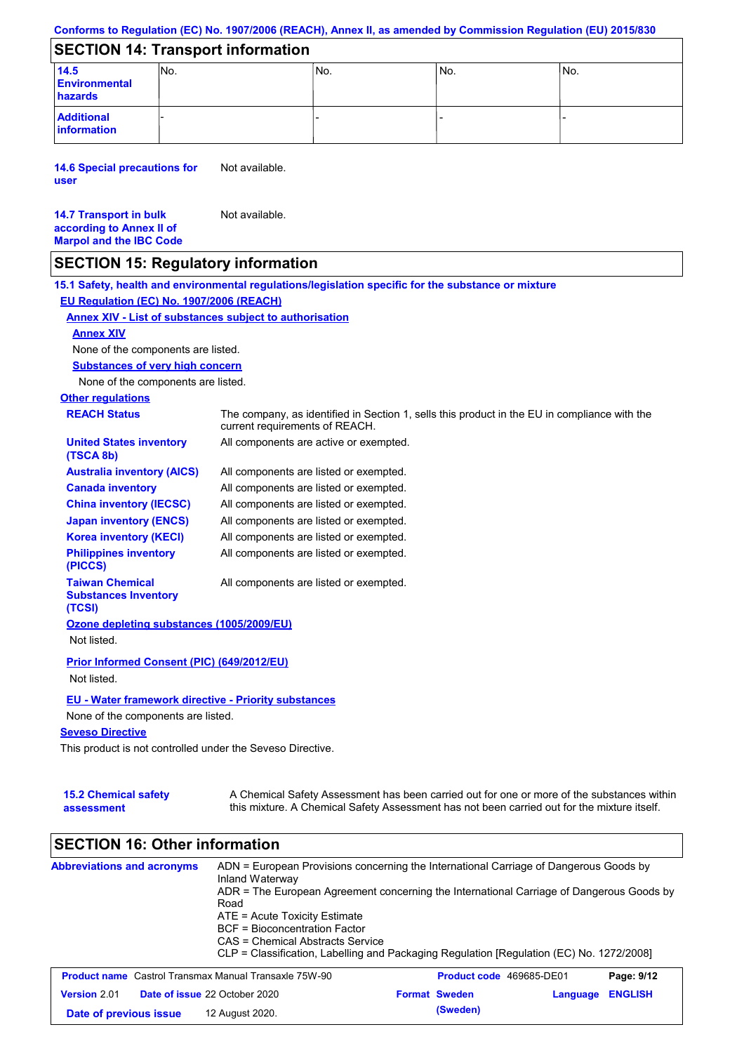## SECTION 14: Transport information

| | | | | |
|---|---|---|---|---|
| **14.5 Environmental hazards** | No. | No. | No. | No. |
| **Additional information** | - | - | - | - |

**14.6 Special precautions for user** Not available.

**14.7 Transport in bulk according to Annex II of Marpol and the IBC Code** Not available.

## SECTION 15: Regulatory information

**15.1 Safety, health and environmental regulations/legislation specific for the substance or mixture**

**EU Regulation (EC) No. 1907/2006 (REACH)**

**Annex XIV - List of substances subject to authorisation**

**Annex XIV**

None of the components are listed.

**Substances of very high concern**

None of the components are listed.

**Other regulations**

| | |
|---|---|
| **REACH Status** | The company, as identified in Section 1, sells this product in the EU in compliance with the current requirements of REACH. |
| **United States inventory (TSCA 8b)** | All components are active or exempted. |
| **Australia inventory (AICS)** | All components are listed or exempted. |
| **Canada inventory** | All components are listed or exempted. |
| **China inventory (IECSC)** | All components are listed or exempted. |
| **Japan inventory (ENCS)** | All components are listed or exempted. |
| **Korea inventory (KECI)** | All components are listed or exempted. |
| **Philippines inventory (PICCS)** | All components are listed or exempted. |
| **Taiwan Chemical Substances Inventory (TCSI)** | All components are listed or exempted. |

**Ozone depleting substances (1005/2009/EU)**

Not listed.

**Prior Informed Consent (PIC) (649/2012/EU)**

Not listed.

**EU - Water framework directive - Priority substances**

None of the components are listed.

**Seveso Directive**

This product is not controlled under the Seveso Directive.

**15.2 Chemical safety assessment** A Chemical Safety Assessment has been carried out for one or more of the substances within this mixture. A Chemical Safety Assessment has not been carried out for the mixture itself.

## SECTION 16: Other information

**Abbreviations and acronyms**

ADN = European Provisions concerning the International Carriage of Dangerous Goods by Inland Waterway
ADR = The European Agreement concerning the International Carriage of Dangerous Goods by Road
ATE = Acute Toxicity Estimate
BCF = Bioconcentration Factor
CAS = Chemical Abstracts Service
CLP = Classification, Labelling and Packaging Regulation [Regulation (EC) No. 1272/2008]

| | | | |
|---|---|---|---|
| **Product name** Castrol Transmax Manual Transaxle 75W-90 | | **Product code** 469685-DE01 | **Page: 9/12** |
| **Version** 2.01 | **Date of issue** 22 October 2020 | **Format Sweden (Sweden)** | **Language ENGLISH** |
| **Date of previous issue** | 12 August 2020. | | |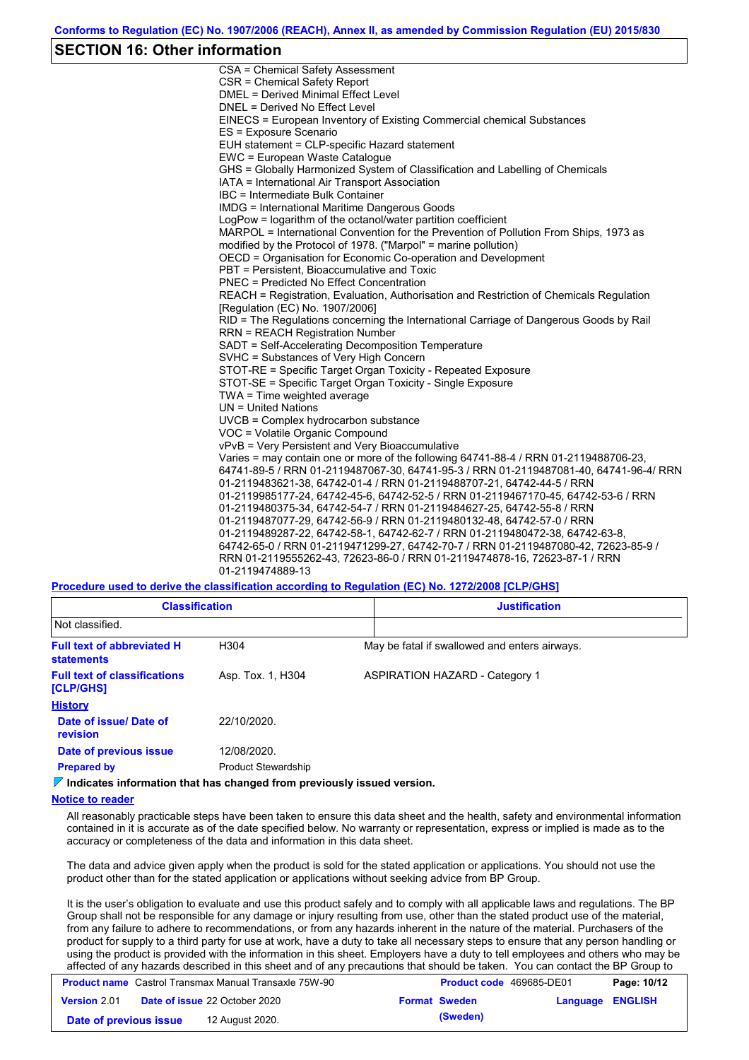Conforms to Regulation (EC) No. 1907/2006 (REACH), Annex II, as amended by Commission Regulation (EU) 2015/830

## SECTION 16: Other information

CSA = Chemical Safety Assessment
CSR = Chemical Safety Report
DMEL = Derived Minimal Effect Level
DNEL = Derived No Effect Level
EINECS = European Inventory of Existing Commercial chemical Substances
ES = Exposure Scenario
EUH statement = CLP-specific Hazard statement
EWC = European Waste Catalogue
GHS = Globally Harmonized System of Classification and Labelling of Chemicals
IATA = International Air Transport Association
IBC = Intermediate Bulk Container
IMDG = International Maritime Dangerous Goods
LogPow = logarithm of the octanol/water partition coefficient
MARPOL = International Convention for the Prevention of Pollution From Ships, 1973 as modified by the Protocol of 1978. ("Marpol" = marine pollution)
OECD = Organisation for Economic Co-operation and Development
PBT = Persistent, Bioaccumulative and Toxic
PNEC = Predicted No Effect Concentration
REACH = Registration, Evaluation, Authorisation and Restriction of Chemicals Regulation [Regulation (EC) No. 1907/2006]
RID = The Regulations concerning the International Carriage of Dangerous Goods by Rail
RRN = REACH Registration Number
SADT = Self-Accelerating Decomposition Temperature
SVHC = Substances of Very High Concern
STOT-RE = Specific Target Organ Toxicity - Repeated Exposure
STOT-SE = Specific Target Organ Toxicity - Single Exposure
TWA = Time weighted average
UN = United Nations
UVCB = Complex hydrocarbon substance
VOC = Volatile Organic Compound
vPvB = Very Persistent and Very Bioaccumulative
Varies = may contain one or more of the following 64741-88-4 / RRN 01-2119488706-23, 64741-89-5 / RRN 01-2119487067-30, 64741-95-3 / RRN 01-2119487081-40, 64741-96-4/ RRN 01-2119483621-38, 64742-01-4 / RRN 01-2119488707-21, 64742-44-5 / RRN 01-2119985177-24, 64742-45-6, 64742-52-5 / RRN 01-2119467170-45, 64742-53-6 / RRN 01-2119480375-34, 64742-54-7 / RRN 01-2119484627-25, 64742-55-8 / RRN 01-2119487077-29, 64742-56-9 / RRN 01-2119480132-48, 64742-57-0 / RRN 01-2119489287-22, 64742-58-1, 64742-62-7 / RRN 01-2119480472-38, 64742-63-8, 64742-65-0 / RRN 01-2119471299-27, 64742-70-7 / RRN 01-2119487080-42, 72623-85-9 / RRN 01-2119555262-43, 72623-86-0 / RRN 01-2119474878-16, 72623-87-1 / RRN 01-2119474889-13

**Procedure used to derive the classification according to Regulation (EC) No. 1272/2008 [CLP/GHS]**

| Classification | Justification |
|---|---|
| Not classified. | |

| | | |
|---|---|---|
| **Full text of abbreviated H statements** | H304 | May be fatal if swallowed and enters airways. |
| **Full text of classifications [CLP/GHS]** | Asp. Tox. 1, H304 | ASPIRATION HAZARD - Category 1 |

**History**

| | |
|---|---|
| **Date of issue/ Date of revision** | 22/10/2020. |
| **Date of previous issue** | 12/08/2020. |
| **Prepared by** | Product Stewardship |

**Indicates information that has changed from previously issued version.**

**Notice to reader**

All reasonably practicable steps have been taken to ensure this data sheet and the health, safety and environmental information contained in it is accurate as of the date specified below. No warranty or representation, express or implied is made as to the accuracy or completeness of the data and information in this data sheet.

The data and advice given apply when the product is sold for the stated application or applications. You should not use the product other than for the stated application or applications without seeking advice from BP Group.

It is the user's obligation to evaluate and use this product safely and to comply with all applicable laws and regulations. The BP Group shall not be responsible for any damage or injury resulting from use, other than the stated product use of the material, from any failure to adhere to recommendations, or from any hazards inherent in the nature of the material. Purchasers of the product for supply to a third party for use at work, have a duty to take all necessary steps to ensure that any person handling or using the product is provided with the information in this sheet. Employers have a duty to tell employees and others who may be affected of any hazards described in this sheet and of any precautions that should be taken. You can contact the BP Group to

| | | | |
|---|---|---|---|
| **Product name** Castrol Transmax Manual Transaxle 75W-90 | | **Product code** 469685-DE01 | |
| **Version** 2.01 | **Date of issue** 22 October 2020 | **Format Sweden (Sweden)** | **Language ENGLISH** |
| **Date of previous issue** | 12 August 2020. | | |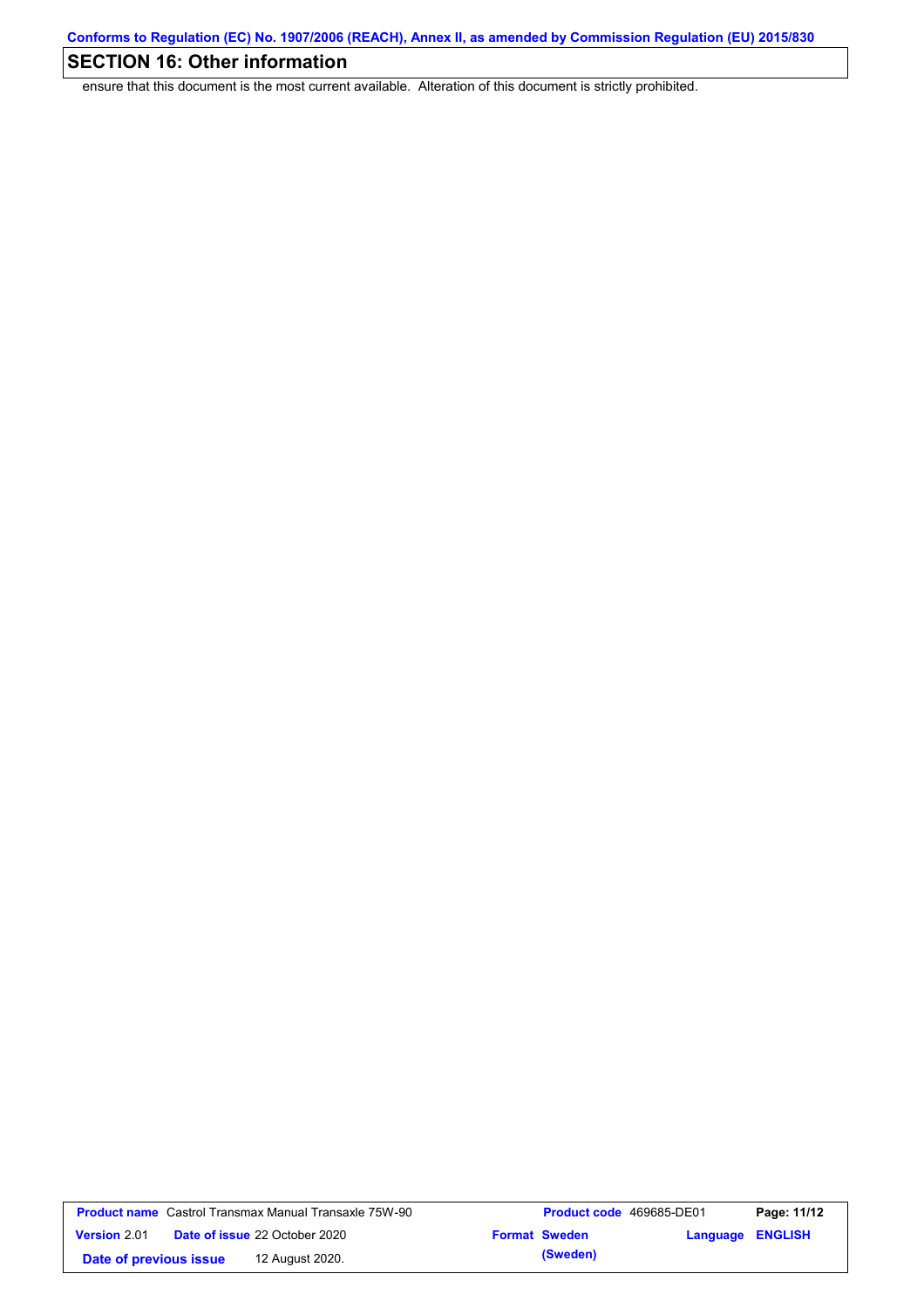## SECTION 16: Other information

ensure that this document is the most current available. Alteration of this document is strictly prohibited.